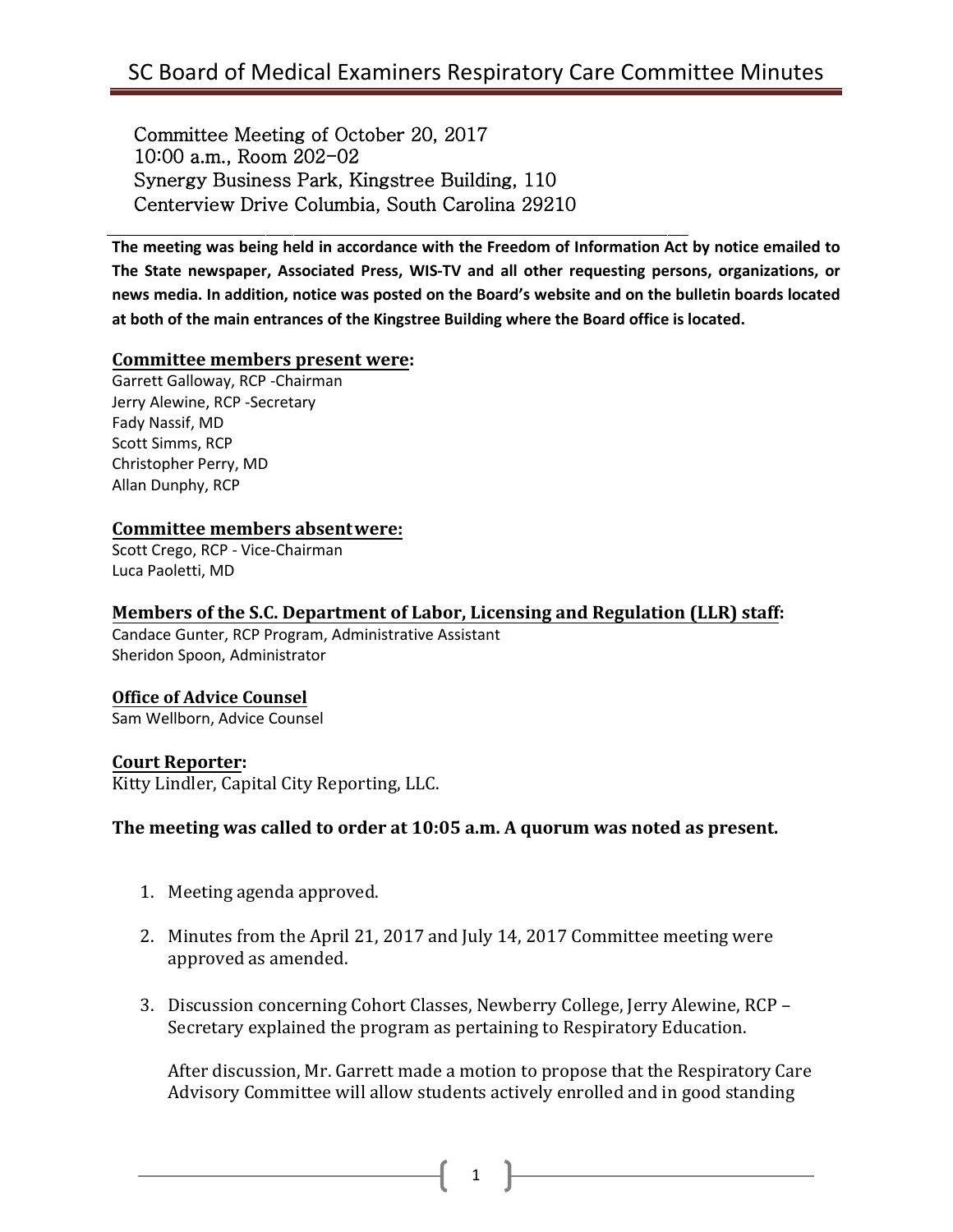# SC Board of Medical Examiners Respiratory Care Committee Minutes

Committee Meeting of October 20, 2017
10:00 a.m., Room 202-02
Synergy Business Park, Kingstree Building, 110
Centerview Drive Columbia, South Carolina 29210

**The meeting was being held in accordance with the Freedom of Information Act by notice emailed to The State newspaper, Associated Press, WIS-TV and all other requesting persons, organizations, or news media. In addition, notice was posted on the Board's website and on the bulletin boards located at both of the main entrances of the Kingstree Building where the Board office is located.**

**Committee members present were:**

Garrett Galloway, RCP -Chairman
Jerry Alewine, RCP -Secretary
Fady Nassif, MD
Scott Simms, RCP
Christopher Perry, MD
Allan Dunphy, RCP

**Committee members absent were:**

Scott Crego, RCP - Vice-Chairman
Luca Paoletti, MD

**Members of the S.C. Department of Labor, Licensing and Regulation (LLR) staff:**

Candace Gunter, RCP Program, Administrative Assistant
Sheridon Spoon, Administrator

**Office of Advice Counsel**

Sam Wellborn, Advice Counsel

**Court Reporter:**

Kitty Lindler, Capital City Reporting, LLC.

**The meeting was called to order at 10:05 a.m. A quorum was noted as present.**

1. Meeting agenda approved.

2. Minutes from the April 21, 2017 and July 14, 2017 Committee meeting were approved as amended.

3. Discussion concerning Cohort Classes, Newberry College, Jerry Alewine, RCP – Secretary explained the program as pertaining to Respiratory Education.

   After discussion, Mr. Garrett made a motion to propose that the Respiratory Care Advisory Committee will allow students actively enrolled and in good standing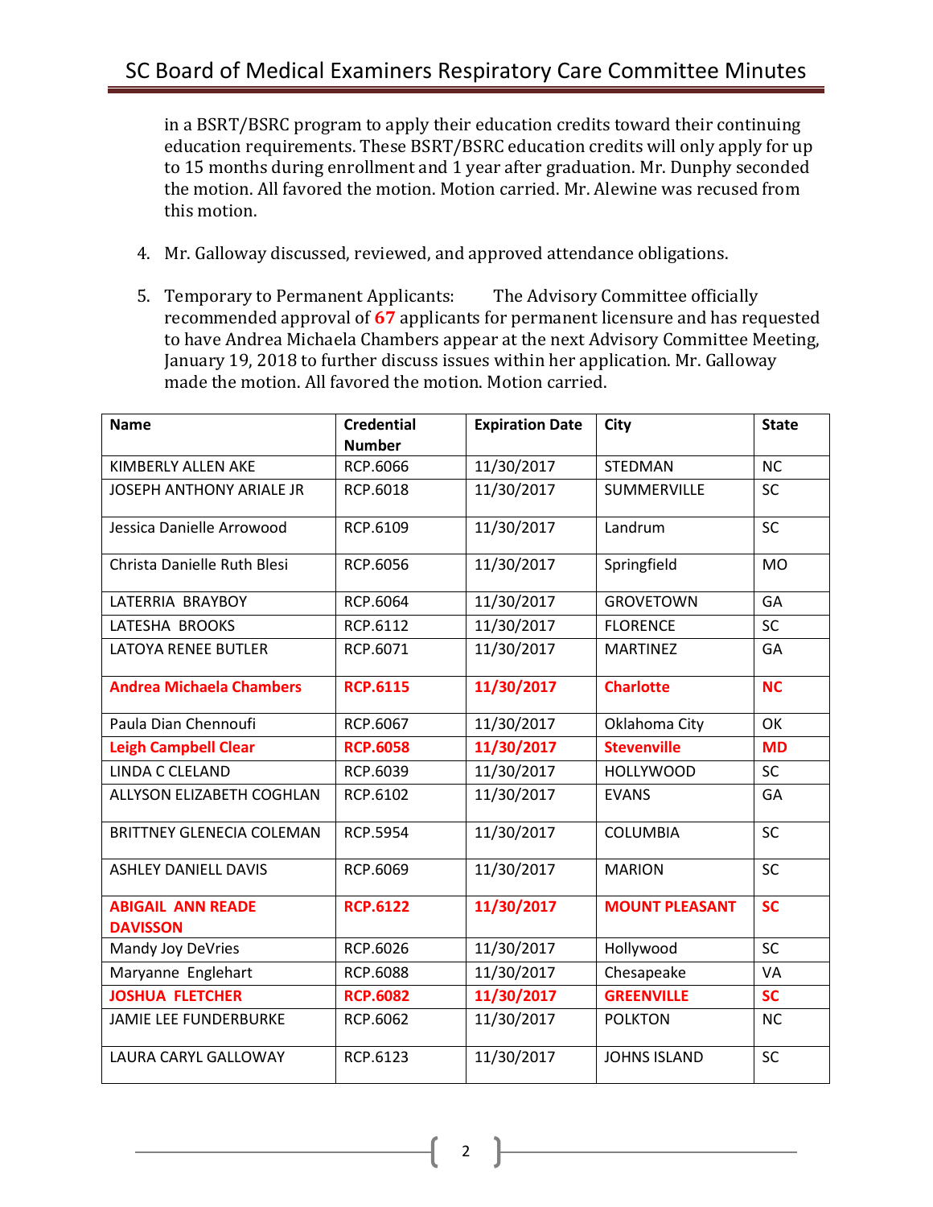in a BSRT/BSRC program to apply their education credits toward their continuing education requirements. These BSRT/BSRC education credits will only apply for up to 15 months during enrollment and 1 year after graduation. Mr. Dunphy seconded the motion. All favored the motion. Motion carried. Mr. Alewine was recused from this motion.

4. Mr. Galloway discussed, reviewed, and approved attendance obligations.

5. Temporary to Permanent Applicants: The Advisory Committee officially recommended approval of **67** applicants for permanent licensure and has requested to have Andrea Michaela Chambers appear at the next Advisory Committee Meeting, January 19, 2018 to further discuss issues within her application. Mr. Galloway made the motion. All favored the motion. Motion carried.

| Name | Credential Number | Expiration Date | City | State |
|---|---|---|---|---|
| KIMBERLY ALLEN AKE | RCP.6066 | 11/30/2017 | STEDMAN | NC |
| JOSEPH ANTHONY ARIALE JR | RCP.6018 | 11/30/2017 | SUMMERVILLE | SC |
| Jessica Danielle Arrowood | RCP.6109 | 11/30/2017 | Landrum | SC |
| Christa Danielle Ruth Blesi | RCP.6056 | 11/30/2017 | Springfield | MO |
| LATERRIA BRAYBOY | RCP.6064 | 11/30/2017 | GROVETOWN | GA |
| LATESHA BROOKS | RCP.6112 | 11/30/2017 | FLORENCE | SC |
| LATOYA RENEE BUTLER | RCP.6071 | 11/30/2017 | MARTINEZ | GA |
| **Andrea Michaela Chambers** | **RCP.6115** | **11/30/2017** | **Charlotte** | **NC** |
| Paula Dian Chennoufi | RCP.6067 | 11/30/2017 | Oklahoma City | OK |
| **Leigh Campbell Clear** | **RCP.6058** | **11/30/2017** | **Stevenville** | **MD** |
| LINDA C CLELAND | RCP.6039 | 11/30/2017 | HOLLYWOOD | SC |
| ALLYSON ELIZABETH COGHLAN | RCP.6102 | 11/30/2017 | EVANS | GA |
| BRITTNEY GLENECIA COLEMAN | RCP.5954 | 11/30/2017 | COLUMBIA | SC |
| ASHLEY DANIELL DAVIS | RCP.6069 | 11/30/2017 | MARION | SC |
| **ABIGAIL ANN READE DAVISSON** | **RCP.6122** | **11/30/2017** | **MOUNT PLEASANT** | **SC** |
| Mandy Joy DeVries | RCP.6026 | 11/30/2017 | Hollywood | SC |
| Maryanne Englehart | RCP.6088 | 11/30/2017 | Chesapeake | VA |
| **JOSHUA FLETCHER** | **RCP.6082** | **11/30/2017** | **GREENVILLE** | **SC** |
| JAMIE LEE FUNDERBURKE | RCP.6062 | 11/30/2017 | POLKTON | NC |
| LAURA CARYL GALLOWAY | RCP.6123 | 11/30/2017 | JOHNS ISLAND | SC |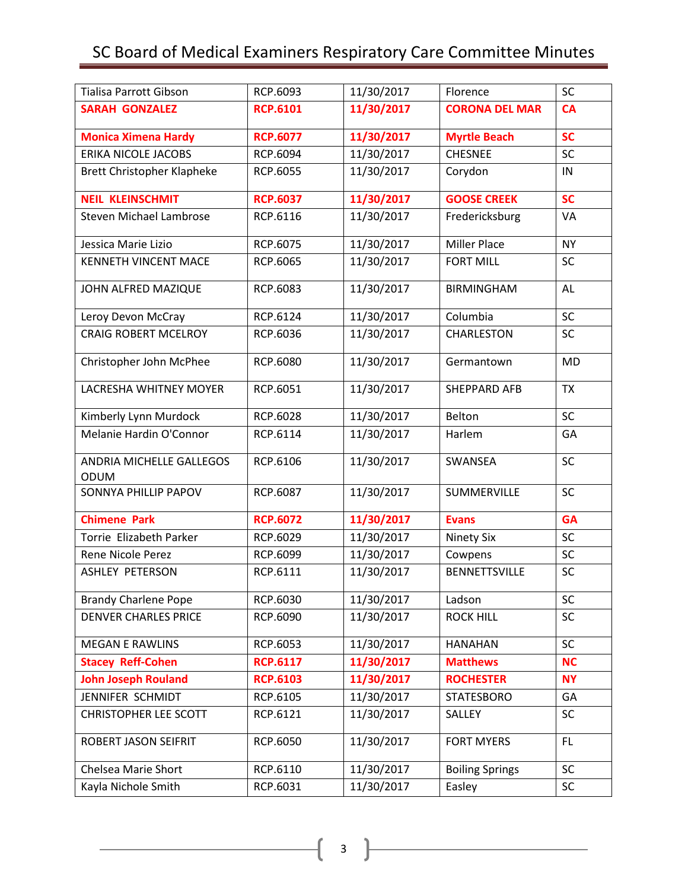| Tialisa Parrott Gibson | RCP.6093 | 11/30/2017 | Florence | SC |
|---|---|---|---|---|
| **SARAH GONZALEZ** | **RCP.6101** | **11/30/2017** | **CORONA DEL MAR** | **CA** |
| **Monica Ximena Hardy** | **RCP.6077** | **11/30/2017** | **Myrtle Beach** | **SC** |
| ERIKA NICOLE JACOBS | RCP.6094 | 11/30/2017 | CHESNEE | SC |
| Brett Christopher Klapheke | RCP.6055 | 11/30/2017 | Corydon | IN |
| **NEIL KLEINSCHMIT** | **RCP.6037** | **11/30/2017** | **GOOSE CREEK** | **SC** |
| Steven Michael Lambrose | RCP.6116 | 11/30/2017 | Fredericksburg | VA |
| Jessica Marie Lizio | RCP.6075 | 11/30/2017 | Miller Place | NY |
| KENNETH VINCENT MACE | RCP.6065 | 11/30/2017 | FORT MILL | SC |
| JOHN ALFRED MAZIQUE | RCP.6083 | 11/30/2017 | BIRMINGHAM | AL |
| Leroy Devon McCray | RCP.6124 | 11/30/2017 | Columbia | SC |
| CRAIG ROBERT MCELROY | RCP.6036 | 11/30/2017 | CHARLESTON | SC |
| Christopher John McPhee | RCP.6080 | 11/30/2017 | Germantown | MD |
| LACRESHA WHITNEY MOYER | RCP.6051 | 11/30/2017 | SHEPPARD AFB | TX |
| Kimberly Lynn Murdock | RCP.6028 | 11/30/2017 | Belton | SC |
| Melanie Hardin O'Connor | RCP.6114 | 11/30/2017 | Harlem | GA |
| ANDRIA MICHELLE GALLEGOS ODUM | RCP.6106 | 11/30/2017 | SWANSEA | SC |
| SONNYA PHILLIP PAPOV | RCP.6087 | 11/30/2017 | SUMMERVILLE | SC |
| **Chimene Park** | **RCP.6072** | **11/30/2017** | **Evans** | **GA** |
| Torrie Elizabeth Parker | RCP.6029 | 11/30/2017 | Ninety Six | SC |
| Rene Nicole Perez | RCP.6099 | 11/30/2017 | Cowpens | SC |
| ASHLEY PETERSON | RCP.6111 | 11/30/2017 | BENNETTSVILLE | SC |
| Brandy Charlene Pope | RCP.6030 | 11/30/2017 | Ladson | SC |
| DENVER CHARLES PRICE | RCP.6090 | 11/30/2017 | ROCK HILL | SC |
| MEGAN E RAWLINS | RCP.6053 | 11/30/2017 | HANAHAN | SC |
| **Stacey Reff-Cohen** | **RCP.6117** | **11/30/2017** | **Matthews** | **NC** |
| **John Joseph Rouland** | **RCP.6103** | **11/30/2017** | **ROCHESTER** | **NY** |
| JENNIFER SCHMIDT | RCP.6105 | 11/30/2017 | STATESBORO | GA |
| CHRISTOPHER LEE SCOTT | RCP.6121 | 11/30/2017 | SALLEY | SC |
| ROBERT JASON SEIFRIT | RCP.6050 | 11/30/2017 | FORT MYERS | FL |
| Chelsea Marie Short | RCP.6110 | 11/30/2017 | Boiling Springs | SC |
| Kayla Nichole Smith | RCP.6031 | 11/30/2017 | Easley | SC |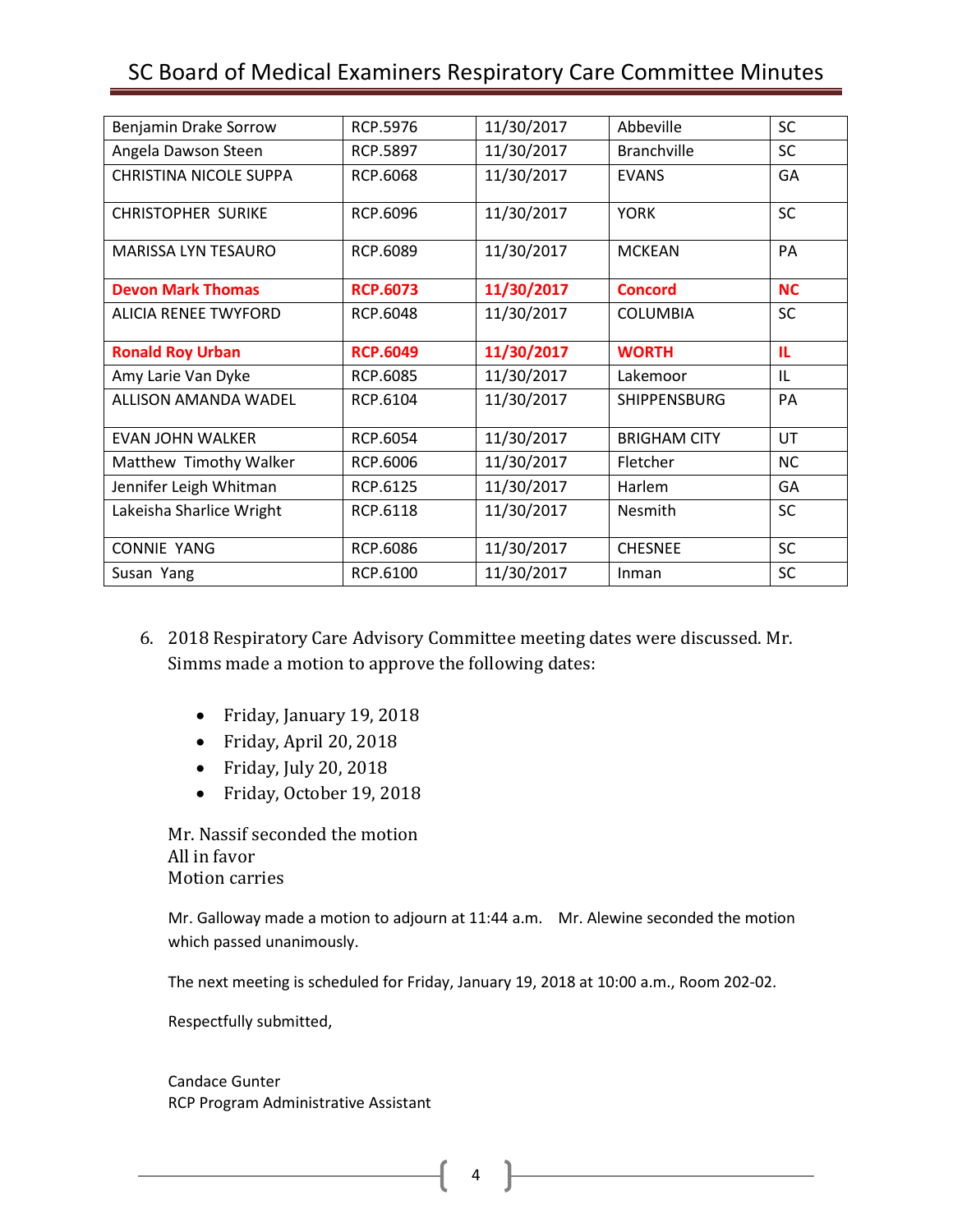| | | | | |
|---|---|---|---|---|
| Benjamin Drake Sorrow | RCP.5976 | 11/30/2017 | Abbeville | SC |
| Angela Dawson Steen | RCP.5897 | 11/30/2017 | Branchville | SC |
| CHRISTINA NICOLE SUPPA | RCP.6068 | 11/30/2017 | EVANS | GA |
| CHRISTOPHER SURIKE | RCP.6096 | 11/30/2017 | YORK | SC |
| MARISSA LYN TESAURO | RCP.6089 | 11/30/2017 | MCKEAN | PA |
| **Devon Mark Thomas** | **RCP.6073** | **11/30/2017** | **Concord** | **NC** |
| ALICIA RENEE TWYFORD | RCP.6048 | 11/30/2017 | COLUMBIA | SC |
| **Ronald Roy Urban** | **RCP.6049** | **11/30/2017** | **WORTH** | **IL** |
| Amy Larie Van Dyke | RCP.6085 | 11/30/2017 | Lakemoor | IL |
| ALLISON AMANDA WADEL | RCP.6104 | 11/30/2017 | SHIPPENSBURG | PA |
| EVAN JOHN WALKER | RCP.6054 | 11/30/2017 | BRIGHAM CITY | UT |
| Matthew Timothy Walker | RCP.6006 | 11/30/2017 | Fletcher | NC |
| Jennifer Leigh Whitman | RCP.6125 | 11/30/2017 | Harlem | GA |
| Lakeisha Sharlice Wright | RCP.6118 | 11/30/2017 | Nesmith | SC |
| CONNIE YANG | RCP.6086 | 11/30/2017 | CHESNEE | SC |
| Susan Yang | RCP.6100 | 11/30/2017 | Inman | SC |

6. 2018 Respiratory Care Advisory Committee meeting dates were discussed. Mr. Simms made a motion to approve the following dates:

   - Friday, January 19, 2018
   - Friday, April 20, 2018
   - Friday, July 20, 2018
   - Friday, October 19, 2018

   Mr. Nassif seconded the motion
   All in favor
   Motion carries

Mr. Galloway made a motion to adjourn at 11:44 a.m. Mr. Alewine seconded the motion which passed unanimously.

The next meeting is scheduled for Friday, January 19, 2018 at 10:00 a.m., Room 202-02.

Respectfully submitted,

Candace Gunter
RCP Program Administrative Assistant